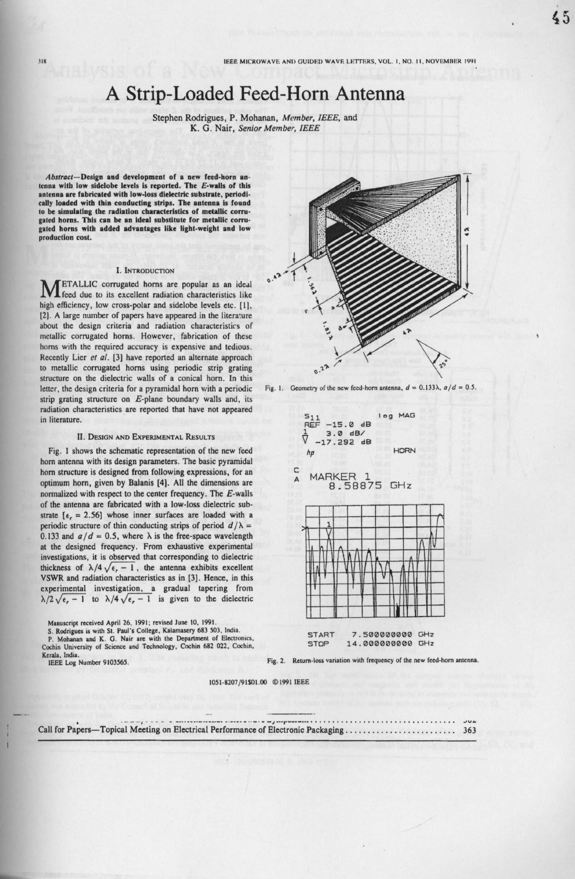# A Strip-Loaded Feed-Horn Antenna

Stephen Rodrigues, P. Mohanan, *Member, IEEE*, and K. G. Nair, *Senior Member, IEEE*

***Abstract*—Design and development of a new feed-horn antenna with low sidelobe levels is reported. The *E*-walls of this antenna are fabricated with low-loss dielectric substrate, periodically loaded with thin conducting strips. The antenna is found to be simulating the radiation characteristics of metallic corrugated horns. This can be an ideal substitute for metallic corrugated horns with added advantages like light-weight and low production cost.**

## I. Introduction

Metallic corrugated horns are popular as an ideal feed due to its excellent radiation characteristics like high efficiency, low cross-polar and sidelobe levels etc. [1], [2]. A large number of papers have appeared in the literature about the design criteria and radiation characteristics of metallic corrugated horns. However, fabrication of these horns with the required accuracy is expensive and tedious. Recently Lier *et al.* [3] have reported an alternate approach to metallic corrugated horns using periodic strip grating structure on the dielectric walls of a conical horn. In this letter, the design criteria for a pyramidal horn with a periodic strip grating structure on *E*-plane boundary walls and, its radiation characteristics are reported that have not appeared in literature.

## II. Design and Experimental Results

Fig. 1 shows the schematic representation of the new feed horn antenna with its design parameters. The basic pyramidal horn structure is designed from following expressions, for an optimum horn, given by Balanis [4]. All the dimensions are normalized with respect to the center frequency. The *E*-walls of the antenna are fabricated with a low-loss dielectric substrate [$\epsilon_r = 2.56$] whose inner surfaces are loaded with a periodic structure of thin conducting strips of period $d/\lambda = 0.133$ and $a/d = 0.5$, where $\lambda$ is the free-space wavelength at the designed frequency. From exhaustive experimental investigations, it is observed that corresponding to dielectric thickness of $\lambda/4\sqrt{\epsilon_r - 1}$, the antenna exhibits excellent VSWR and radiation characteristics as in [3]. Hence, in this experimental investigation, a gradual tapering from $\lambda/2\sqrt{\epsilon_r - 1}$ to $\lambda/4\sqrt{\epsilon_r - 1}$ is given to the dielectric

Fig. 1. Geometry of the new feed-horn antenna, $d = 0.133\lambda$, $a/d = 0.5$.

Fig. 2. Return-loss variation with frequency of the new feed-horn antenna.

Manuscript received April 26, 1991; revised June 10, 1991.

S. Rodrigues is with St. Paul's College, Kalamassery 683 503, India.

P. Mohanan and K. G. Nair are with the Department of Electronics, Cochin University of Science and Technology, Cochin 682 022, Cochin, Kerala, India.

IEEE Log Number 9103565.

1051-8207/91$01.00 ©1991 IEEE

Call for Papers—Topical Meeting on Electrical Performance of Electronic Packaging .......................... 363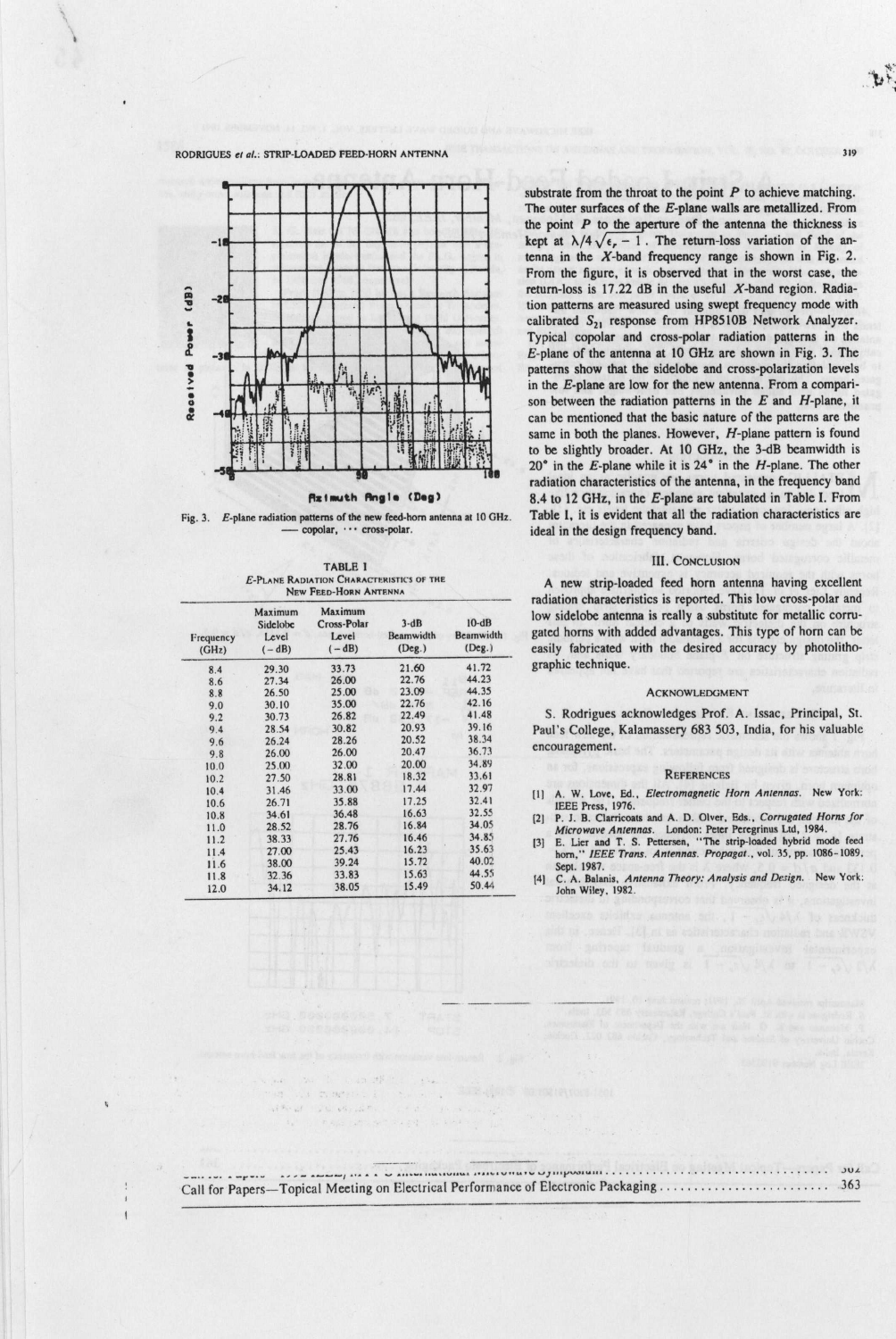-10

-20

-30

-40

-50

Received Power (dB)

90

180

Azimuth Angle (Deg)

Fig. 3. *E*-plane radiation patterns of the new feed-horn antenna at 10 GHz. — copolar, ··· cross-polar.

TABLE I
*E*-Plane Radiation Characteristics of the New Feed-Horn Antenna

| Frequency (GHz) | Maximum Sidelobe Level (−dB) | Maximum Cross-Polar Level (−dB) | 3-dB Beamwidth (Deg.) | 10-dB Beamwidth (Deg.) |
|---|---|---|---|---|
| 8.4 | 29.30 | 33.73 | 21.60 | 41.72 |
| 8.6 | 27.34 | 26.00 | 22.76 | 44.23 |
| 8.8 | 26.50 | 25.00 | 23.09 | 44.35 |
| 9.0 | 30.10 | 35.00 | 22.76 | 42.16 |
| 9.2 | 30.73 | 26.82 | 22.49 | 41.48 |
| 9.4 | 28.54 | 30.82 | 20.93 | 39.16 |
| 9.6 | 26.24 | 28.26 | 20.52 | 38.34 |
| 9.8 | 26.00 | 26.00 | 20.47 | 36.73 |
| 10.0 | 25.00 | 32.00 | 20.00 | 34.89 |
| 10.2 | 27.50 | 28.81 | 18.32 | 33.61 |
| 10.4 | 31.46 | 33.00 | 17.44 | 32.97 |
| 10.6 | 26.71 | 35.88 | 17.25 | 32.41 |
| 10.8 | 34.61 | 36.48 | 16.63 | 32.55 |
| 11.0 | 28.52 | 28.76 | 16.84 | 34.05 |
| 11.2 | 38.33 | 27.76 | 16.46 | 34.85 |
| 11.4 | 27.00 | 25.43 | 16.23 | 35.63 |
| 11.6 | 38.00 | 39.24 | 15.72 | 40.02 |
| 11.8 | 32.36 | 33.83 | 15.63 | 44.55 |
| 12.0 | 34.12 | 38.05 | 15.49 | 50.44 |

substrate from the throat to the point *P* to achieve matching. The outer surfaces of the *E*-plane walls are metallized. From the point *P* to the aperture of the antenna the thickness is kept at $\lambda/4\sqrt{\epsilon_r - 1}$. The return-loss variation of the antenna in the *X*-band frequency range is shown in Fig. 2. From the figure, it is observed that in the worst case, the return-loss is 17.22 dB in the useful *X*-band region. Radiation patterns are measured using swept frequency mode with calibrated $S_{21}$ response from HP8510B Network Analyzer. Typical copolar and cross-polar radiation patterns in the *E*-plane of the antenna at 10 GHz are shown in Fig. 3. The patterns show that the sidelobe and cross-polarization levels in the *E*-plane are low for the new antenna. From a comparison between the radiation patterns in the *E* and *H*-plane, it can be mentioned that the basic nature of the patterns are the same in both the planes. However, *H*-plane pattern is found to be slightly broader. At 10 GHz, the 3-dB beamwidth is 20° in the *E*-plane while it is 24° in the *H*-plane. The other radiation characteristics of the antenna, in the frequency band 8.4 to 12 GHz, in the *E*-plane are tabulated in Table I. From Table I, it is evident that all the radiation characteristics are ideal in the design frequency band.

## III. Conclusion

A new strip-loaded feed horn antenna having excellent radiation characteristics is reported. This low cross-polar and low sidelobe antenna is really a substitute for metallic corrugated horns with added advantages. This type of horn can be easily fabricated with the desired accuracy by photolithographic technique.

## Acknowledgment

S. Rodrigues acknowledges Prof. A. Issac, Principal, St. Paul's College, Kalamassery 683 503, India, for his valuable encouragement.

## References

[1] A. W. Love, Ed., *Electromagnetic Horn Antennas*. New York: IEEE Press, 1976.

[2] P. J. B. Clarricoats and A. D. Olver, Eds., *Corrugated Horns for Microwave Antennas*. London: Peter Peregrinus Ltd, 1984.

[3] E. Lier and T. S. Pettersen, "The strip-loaded hybrid mode feed horn," *IEEE Trans. Antennas. Propagat.*, vol. 35, pp. 1086–1089, Sept. 1987.

[4] C. A. Balanis, *Antenna Theory: Analysis and Design*. New York: John Wiley, 1982.

Call for Papers—Topical Meeting on Electrical Performance of Electronic Packaging .......................... 363